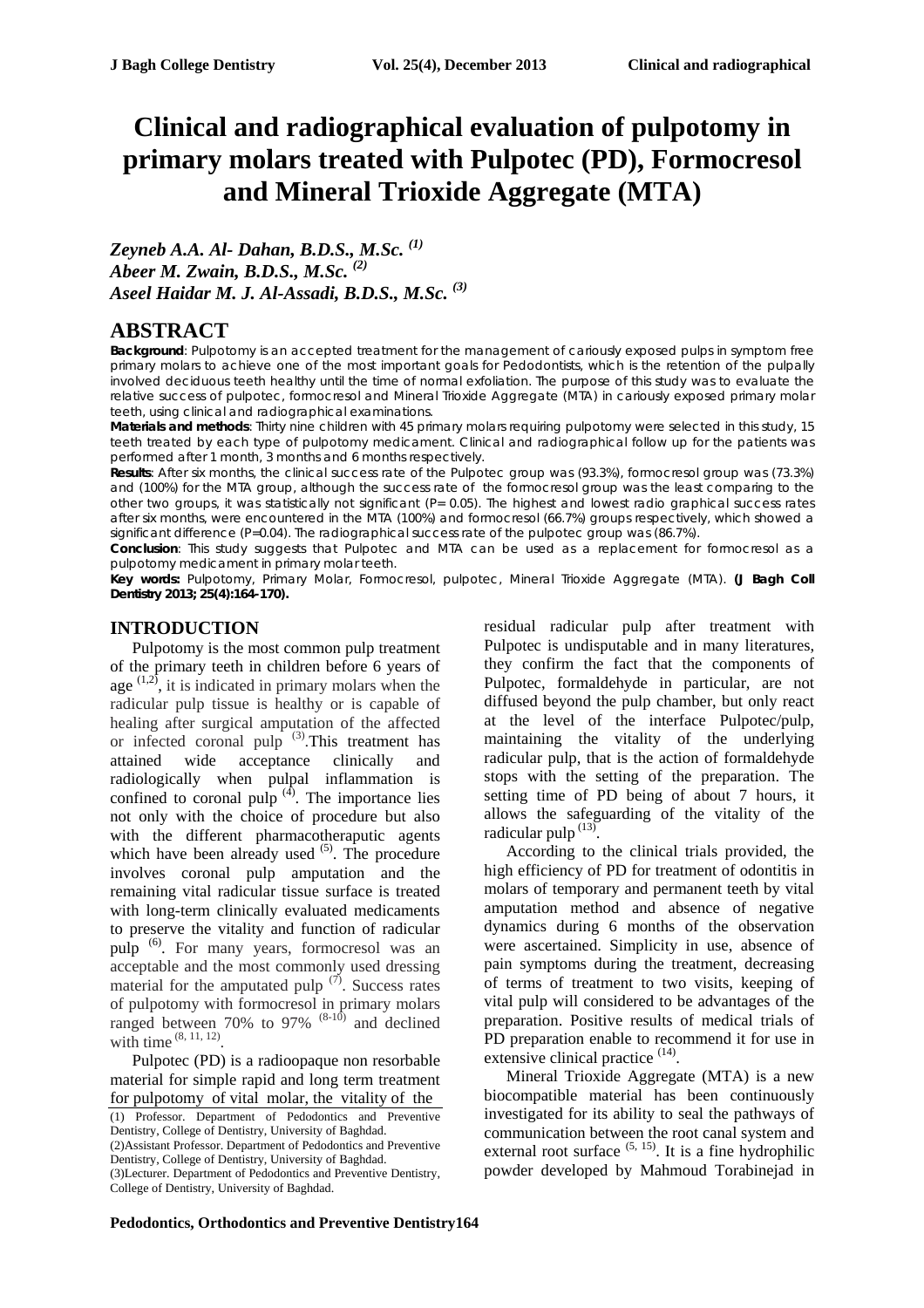# Clinical and radiographical evaluation of pulpotomy in primary molars treated with Pulpotec (PD), Formocresol and Mineral Trioxide Aggregate (MTA)

*Zeyneb A.A. Al- Dahan, B.D.S., M.Sc.* [(1)]
*Abeer M. Zwain, B.D.S., M.Sc.* [(2)]
*Aseel Haidar M. J. Al-Assadi, B.D.S., M.Sc.* [(3)]

## ABSTRACT

**Background**: Pulpotomy is an accepted treatment for the management of cariously exposed pulps in symptom free primary molars to achieve one of the most important goals for Pedodontists, which is the retention of the pulpally involved deciduous teeth healthy until the time of normal exfoliation. The purpose of this study was to evaluate the relative success of pulpotec, formocresol and Mineral Trioxide Aggregate (MTA) in cariously exposed primary molar teeth, using clinical and radiographical examinations.

**Materials and methods**: Thirty nine children with 45 primary molars requiring pulpotomy were selected in this study, 15 teeth treated by each type of pulpotomy medicament. Clinical and radiographical follow up for the patients was performed after 1 month, 3 months and 6 months respectively.

**Results**: After six months, the clinical success rate of the Pulpotec group was (93.3%), formocresol group was (73.3%) and (100%) for the MTA group, although the success rate of the formocresol group was the least comparing to the other two groups, it was statistically not significant (P= 0.05). The highest and lowest radio graphical success rates after six months, were encountered in the MTA (100%) and formocresol (66.7%) groups respectively, which showed a significant difference (P=0.04). The radiographical success rate of the pulpotec group was (86.7%).

**Conclusion**: This study suggests that Pulpotec and MTA can be used as a replacement for formocresol as a pulpotomy medicament in primary molar teeth.

**Key words:** Pulpotomy, Primary Molar, Formocresol, pulpotec, Mineral Trioxide Aggregate (MTA). **(J Bagh Coll Dentistry 2013; 25(4):164-170).**

## INTRODUCTION

Pulpotomy is the most common pulp treatment of the primary teeth in children before 6 years of age [(1,2)], it is indicated in primary molars when the radicular pulp tissue is healthy or is capable of healing after surgical amputation of the affected or infected coronal pulp [(3)]. This treatment has attained wide acceptance clinically and radiologically when pulpal inflammation is confined to coronal pulp [(4)]. The importance lies not only with the choice of procedure but also with the different pharmacotheraputic agents which have been already used [(5)]. The procedure involves coronal pulp amputation and the remaining vital radicular tissue surface is treated with long-term clinically evaluated medicaments to preserve the vitality and function of radicular pulp [(6)]. For many years, formocresol was an acceptable and the most commonly used dressing material for the amputated pulp [(7)]. Success rates of pulpotomy with formocresol in primary molars ranged between 70% to 97% [(8-10)] and declined with time [(8, 11, 12)].

Pulpotec (PD) is a radioopaque non resorbable material for simple rapid and long term treatment for pulpotomy of vital molar, the vitality of the residual radicular pulp after treatment with Pulpotec is undisputable and in many literatures, they confirm the fact that the components of Pulpotec, formaldehyde in particular, are not diffused beyond the pulp chamber, but only react at the level of the interface Pulpotec/pulp, maintaining the vitality of the underlying radicular pulp, that is the action of formaldehyde stops with the setting of the preparation. The setting time of PD being of about 7 hours, it allows the safeguarding of the vitality of the radicular pulp [(13)].

According to the clinical trials provided, the high efficiency of PD for treatment of odontitis in molars of temporary and permanent teeth by vital amputation method and absence of negative dynamics during 6 months of the observation were ascertained. Simplicity in use, absence of pain symptoms during the treatment, decreasing of terms of treatment to two visits, keeping of vital pulp will considered to be advantages of the preparation. Positive results of medical trials of PD preparation enable to recommend it for use in extensive clinical practice [(14)].

Mineral Trioxide Aggregate (MTA) is a new biocompatible material has been continuously investigated for its ability to seal the pathways of communication between the root canal system and external root surface [(5, 15)]. It is a fine hydrophilic powder developed by Mahmoud Torabinejad in

---

(1) Professor. Department of Pedodontics and Preventive Dentistry, College of Dentistry, University of Baghdad.
(2) Assistant Professor. Department of Pedodontics and Preventive Dentistry, College of Dentistry, University of Baghdad.
(3) Lecturer. Department of Pedodontics and Preventive Dentistry, College of Dentistry, University of Baghdad.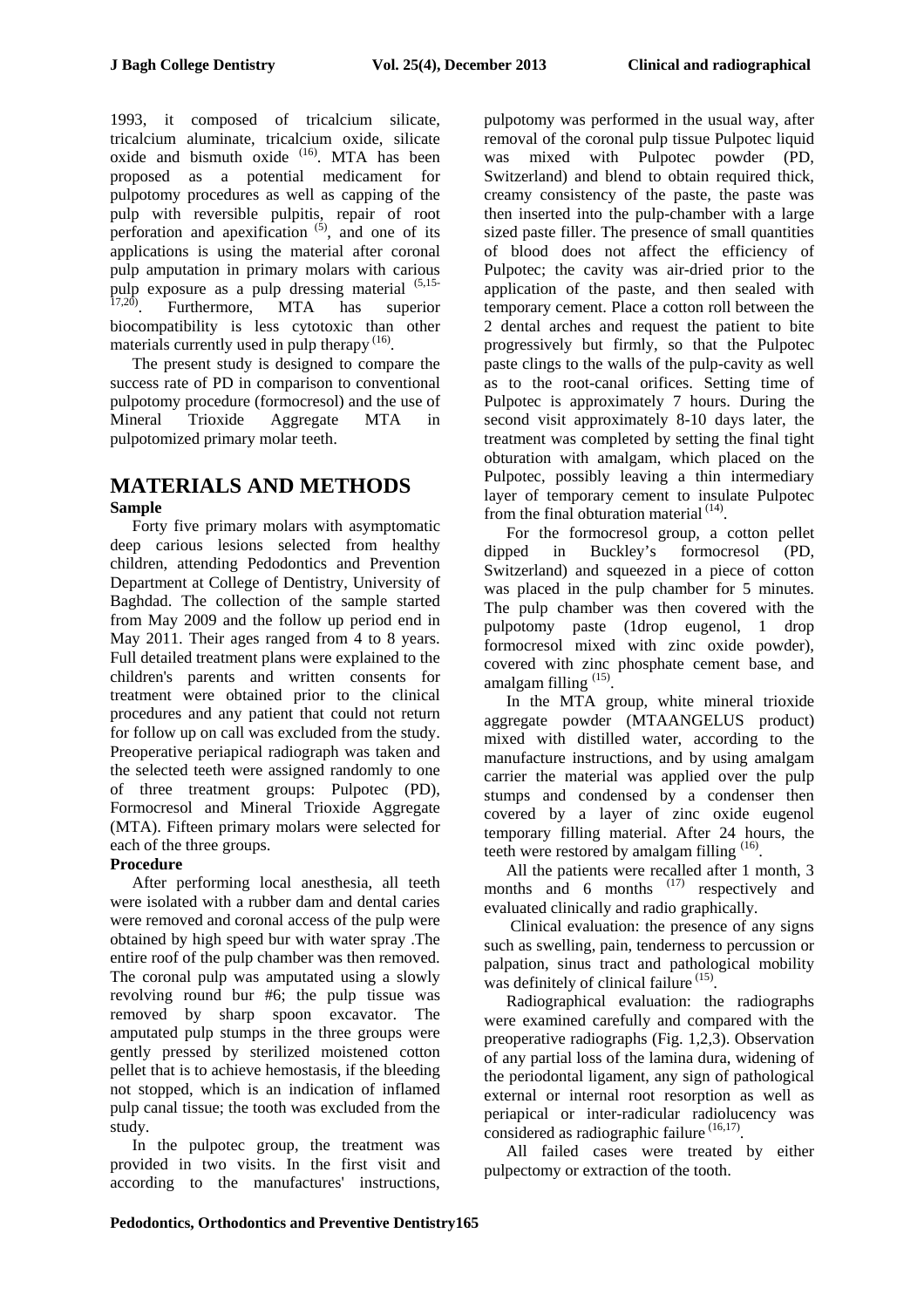1993, it composed of tricalcium silicate, tricalcium aluminate, tricalcium oxide, silicate oxide and bismuth oxide [16]. MTA has been proposed as a potential medicament for pulpotomy procedures as well as capping of the pulp with reversible pulpitis, repair of root perforation and apexification [5], and one of its applications is using the material after coronal pulp amputation in primary molars with carious pulp exposure as a pulp dressing material [5,15-17,20]. Furthermore, MTA has superior biocompatibility is less cytotoxic than other materials currently used in pulp therapy [16].

The present study is designed to compare the success rate of PD in comparison to conventional pulpotomy procedure (formocresol) and the use of Mineral Trioxide Aggregate MTA in pulpotomized primary molar teeth.

# MATERIALS AND METHODS

### Sample

Forty five primary molars with asymptomatic deep carious lesions selected from healthy children, attending Pedodontics and Prevention Department at College of Dentistry, University of Baghdad. The collection of the sample started from May 2009 and the follow up period end in May 2011. Their ages ranged from 4 to 8 years. Full detailed treatment plans were explained to the children's parents and written consents for treatment were obtained prior to the clinical procedures and any patient that could not return for follow up on call was excluded from the study. Preoperative periapical radiograph was taken and the selected teeth were assigned randomly to one of three treatment groups: Pulpotec (PD), Formocresol and Mineral Trioxide Aggregate (MTA). Fifteen primary molars were selected for each of the three groups.

### Procedure

After performing local anesthesia, all teeth were isolated with a rubber dam and dental caries were removed and coronal access of the pulp were obtained by high speed bur with water spray .The entire roof of the pulp chamber was then removed. The coronal pulp was amputated using a slowly revolving round bur #6; the pulp tissue was removed by sharp spoon excavator. The amputated pulp stumps in the three groups were gently pressed by sterilized moistened cotton pellet that is to achieve hemostasis, if the bleeding not stopped, which is an indication of inflamed pulp canal tissue; the tooth was excluded from the study.

In the pulpotec group, the treatment was provided in two visits. In the first visit and according to the manufactures' instructions, pulpotomy was performed in the usual way, after removal of the coronal pulp tissue Pulpotec liquid was mixed with Pulpotec powder (PD, Switzerland) and blend to obtain required thick, creamy consistency of the paste, the paste was then inserted into the pulp-chamber with a large sized paste filler. The presence of small quantities of blood does not affect the efficiency of Pulpotec; the cavity was air-dried prior to the application of the paste, and then sealed with temporary cement. Place a cotton roll between the 2 dental arches and request the patient to bite progressively but firmly, so that the Pulpotec paste clings to the walls of the pulp-cavity as well as to the root-canal orifices. Setting time of Pulpotec is approximately 7 hours. During the second visit approximately 8-10 days later, the treatment was completed by setting the final tight obturation with amalgam, which placed on the Pulpotec, possibly leaving a thin intermediary layer of temporary cement to insulate Pulpotec from the final obturation material [14].

For the formocresol group, a cotton pellet dipped in Buckley's formocresol (PD, Switzerland) and squeezed in a piece of cotton was placed in the pulp chamber for 5 minutes. The pulp chamber was then covered with the pulpotomy paste (1drop eugenol, 1 drop formocresol mixed with zinc oxide powder), covered with zinc phosphate cement base, and amalgam filling [15].

In the MTA group, white mineral trioxide aggregate powder (MTAANGELUS product) mixed with distilled water, according to the manufacture instructions, and by using amalgam carrier the material was applied over the pulp stumps and condensed by a condenser then covered by a layer of zinc oxide eugenol temporary filling material. After 24 hours, the teeth were restored by amalgam filling [16].

All the patients were recalled after 1 month, 3 months and 6 months [17] respectively and evaluated clinically and radio graphically.

Clinical evaluation: the presence of any signs such as swelling, pain, tenderness to percussion or palpation, sinus tract and pathological mobility was definitely of clinical failure [15].

Radiographical evaluation: the radiographs were examined carefully and compared with the preoperative radiographs (Fig. 1,2,3). Observation of any partial loss of the lamina dura, widening of the periodontal ligament, any sign of pathological external or internal root resorption as well as periapical or inter-radicular radiolucency was considered as radiographic failure [16,17].

All failed cases were treated by either pulpectomy or extraction of the tooth.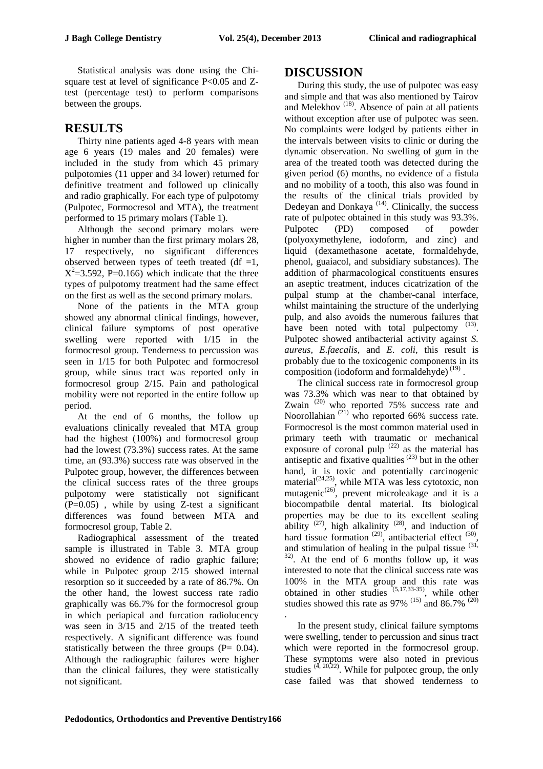Statistical analysis was done using the Chi-square test at level of significance P<0.05 and Z-test (percentage test) to perform comparisons between the groups.

## RESULTS

Thirty nine patients aged 4-8 years with mean age 6 years (19 males and 20 females) were included in the study from which 45 primary pulpotomies (11 upper and 34 lower) returned for definitive treatment and followed up clinically and radio graphically. For each type of pulpotomy (Pulpotec, Formocresol and MTA), the treatment performed to 15 primary molars (Table 1).

Although the second primary molars were higher in number than the first primary molars 28, 17 respectively, no significant differences observed between types of teeth treated (df =1, $X^2$=3.592, P=0.166) which indicate that the three types of pulpotomy treatment had the same effect on the first as well as the second primary molars.

None of the patients in the MTA group showed any abnormal clinical findings, however, clinical failure symptoms of post operative swelling were reported with 1/15 in the formocresol group. Tenderness to percussion was seen in 1/15 for both Pulpotec and formocresol group, while sinus tract was reported only in formocresol group 2/15. Pain and pathological mobility were not reported in the entire follow up period.

At the end of 6 months, the follow up evaluations clinically revealed that MTA group had the highest (100%) and formocresol group had the lowest (73.3%) success rates. At the same time, an (93.3%) success rate was observed in the Pulpotec group, however, the differences between the clinical success rates of the three groups pulpotomy were statistically not significant (P=0.05) , while by using Z-test a significant differences was found between MTA and formocresol group, Table 2.

Radiographical assessment of the treated sample is illustrated in Table 3. MTA group showed no evidence of radio graphic failure; while in Pulpotec group 2/15 showed internal resorption so it succeeded by a rate of 86.7%. On the other hand, the lowest success rate radio graphically was 66.7% for the formocresol group in which periapical and furcation radiolucency was seen in 3/15 and 2/15 of the treated teeth respectively. A significant difference was found statistically between the three groups (P= 0.04). Although the radiographic failures were higher than the clinical failures, they were statistically not significant.

## DISCUSSION

During this study, the use of pulpotec was easy and simple and that was also mentioned by Tairov and Melekhov [18]. Absence of pain at all patients without exception after use of pulpotec was seen. No complaints were lodged by patients either in the intervals between visits to clinic or during the dynamic observation. No swelling of gum in the area of the treated tooth was detected during the given period (6) months, no evidence of a fistula and no mobility of a tooth, this also was found in the results of the clinical trials provided by Dedeyan and Donkaya [14]. Clinically, the success rate of pulpotec obtained in this study was 93.3%. Pulpotec (PD) composed of powder (polyoxymethylene, iodoform, and zinc) and liquid (dexamethasone acetate, formaldehyde, phenol, guaiacol, and subsidiary substances). The addition of pharmacological constituents ensures an aseptic treatment, induces cicatrization of the pulpal stump at the chamber-canal interface, whilst maintaining the structure of the underlying pulp, and also avoids the numerous failures that have been noted with total pulpectomy [13]. Pulpotec showed antibacterial activity against *S. aureus, E.faecalis*, and *E. coli*, this result is probably due to the toxicogenic components in its composition (iodoform and formaldehyde) [19] .

The clinical success rate in formocresol group was 73.3% which was near to that obtained by Zwain [20] who reported 75% success rate and Noorollahian [21] who reported 66% success rate. Formocresol is the most common material used in primary teeth with traumatic or mechanical exposure of coronal pulp [22] as the material has antiseptic and fixative qualities [23] but in the other hand, it is toxic and potentially carcinogenic material[24,25], while MTA was less cytotoxic, non mutagenic[26], prevent microleakage and it is a biocompatbile dental material. Its biological properties may be due to its excellent sealing ability [27], high alkalinity [28], and induction of hard tissue formation [29], antibacterial effect [30], and stimulation of healing in the pulpal tissue [31, 32]. At the end of 6 months follow up, it was interested to note that the clinical success rate was 100% in the MTA group and this rate was obtained in other studies [5,17,33-35], while other studies showed this rate as 97% [15] and 86.7% [20] .

In the present study, clinical failure symptoms were swelling, tender to percussion and sinus tract which were reported in the formocresol group. These symptoms were also noted in previous studies [4, 20,22]. While for pulpotec group, the only case failed was that showed tenderness to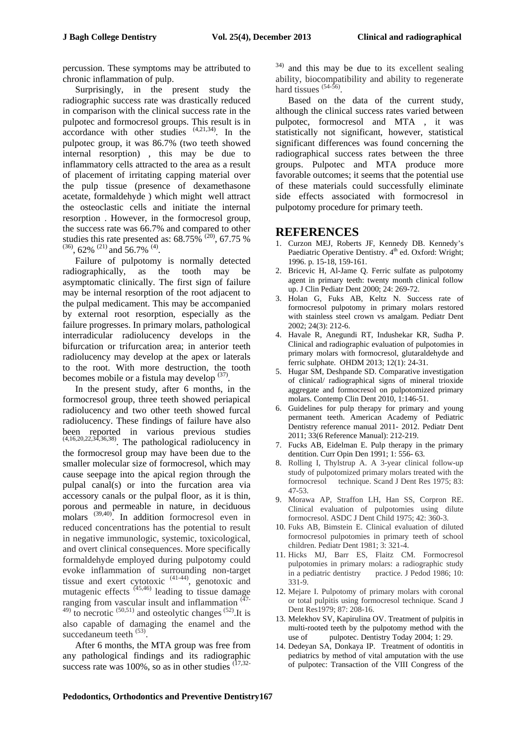percussion. These symptoms may be attributed to chronic inflammation of pulp.

Surprisingly, in the present study the radiographic success rate was drastically reduced in comparison with the clinical success rate in the pulpotec and formocresol groups. This result is in accordance with other studies [4,21,34]. In the pulpotec group, it was 86.7% (two teeth showed internal resorption) , this may be due to inflammatory cells attracted to the area as a result of placement of irritating capping material over the pulp tissue (presence of dexamethasone acetate, formaldehyde ) which might well attract the osteoclastic cells and initiate the internal resorption . However, in the formocresol group, the success rate was 66.7% and compared to other studies this rate presented as: 68.75% [20], 67.75 % [36], 62% [21] and 56.7% [4].

Failure of pulpotomy is normally detected radiographically, as the tooth may be asymptomatic clinically. The first sign of failure may be internal resorption of the root adjacent to the pulpal medicament. This may be accompanied by external root resorption, especially as the failure progresses. In primary molars, pathological interradicular radiolucency develops in the bifurcation or trifurcation area; in anterior teeth radiolucency may develop at the apex or laterals to the root. With more destruction, the tooth becomes mobile or a fistula may develop [37].

In the present study, after 6 months, in the formocresol group, three teeth showed periapical radiolucency and two other teeth showed furcal radiolucency. These findings of failure have also been reported in various previous studies [4,16,20,22,34,36,38]. The pathological radiolucency in the formocresol group may have been due to the smaller molecular size of formocresol, which may cause seepage into the apical region through the pulpal canal(s) or into the furcation area via accessory canals or the pulpal floor, as it is thin, porous and permeable in nature, in deciduous molars [39,40]. In addition formocresol even in reduced concentrations has the potential to result in negative immunologic, systemic, toxicological, and overt clinical consequences. More specifically formaldehyde employed during pulpotomy could evoke inflammation of surrounding non-target tissue and exert cytotoxic [41-44], genotoxic and mutagenic effects [45,46] leading to tissue damage ranging from vascular insult and inflammation [47-49] to necrotic [50,51] and osteolytic changes [52].It is also capable of damaging the enamel and the succedaneum teeth [53].

After 6 months, the MTA group was free from any pathological findings and its radiographic success rate was 100%, so as in other studies [17,32-34] and this may be due to its excellent sealing ability, biocompatibility and ability to regenerate hard tissues [54-56].

Based on the data of the current study, although the clinical success rates varied between pulpotec, formocresol and MTA , it was statistically not significant, however, statistical significant differences was found concerning the radiographical success rates between the three groups. Pulpotec and MTA produce more favorable outcomes; it seems that the potential use of these materials could successfully eliminate side effects associated with formocresol in pulpotomy procedure for primary teeth.

## REFERENCES

1. Curzon MEJ, Roberts JF, Kennedy DB. Kennedy's Paediatric Operative Dentistry. 4th ed. Oxford: Wright; 1996. p. 15-18, 159-161.
2. Bricevic H, Al-Jame Q. Ferric sulfate as pulpotomy agent in primary teeth: twenty month clinical follow up. J Clin Pediatr Dent 2000; 24: 269-72.
3. Holan G, Fuks AB, Keltz N. Success rate of formocresol pulpotomy in primary molars restored with stainless steel crown vs amalgam. Pediatr Dent 2002; 24(3): 212-6.
4. Havale R, Anegundi RT, Indushekar KR, Sudha P. Clinical and radiographic evaluation of pulpotomies in primary molars with formocresol, glutaraldehyde and ferric sulphate. OHDM 2013; 12(1): 24-31.
5. Hugar SM, Deshpande SD. Comparative investigation of clinical/ radiographical signs of mineral trioxide aggregate and formocresol on pulpotomized primary molars. Contemp Clin Dent 2010, 1:146-51.
6. Guidelines for pulp therapy for primary and young permanent teeth. American Academy of Pediatric Dentistry reference manual 2011- 2012. Pediatr Dent 2011; 33(6 Reference Manual): 212-219.
7. Fucks AB, Eidelman E. Pulp therapy in the primary dentition. Curr Opin Den 1991; 1: 556- 63.
8. Rolling I, Thylstrup A. A 3-year clinical follow-up study of pulpotomized primary molars treated with the formocresol technique. Scand J Dent Res 1975; 83: 47-53.
9. Morawa AP, Straffon LH, Han SS, Corpron RE. Clinical evaluation of pulpotomies using dilute formocresol. ASDC J Dent Child 1975; 42: 360-3.
10. Fuks AB, Bimstein E. Clinical evaluation of diluted formocresol pulpotomies in primary teeth of school children. Pediatr Dent 1981; 3: 321-4.
11. Hicks MJ, Barr ES, Flaitz CM. Formocresol pulpotomies in primary molars: a radiographic study in a pediatric dentistry practice. J Pedod 1986; 10: 331-9.
12. Mejare I. Pulpotomy of primary molars with coronal or total pulpitis using formocresol technique. Scand J Dent Res1979; 87: 208-16.
13. Melekhov SV, Kapirulina OV. Treatment of pulpitis in multi-rooted teeth by the pulpotomy method with the use of pulpotec. Dentistry Today 2004; 1: 29.
14. Dedeyan SA, Donkaya IP. Treatment of odontitis in pediatrics by method of vital amputation with the use of pulpotec: Transaction of the VIII Congress of the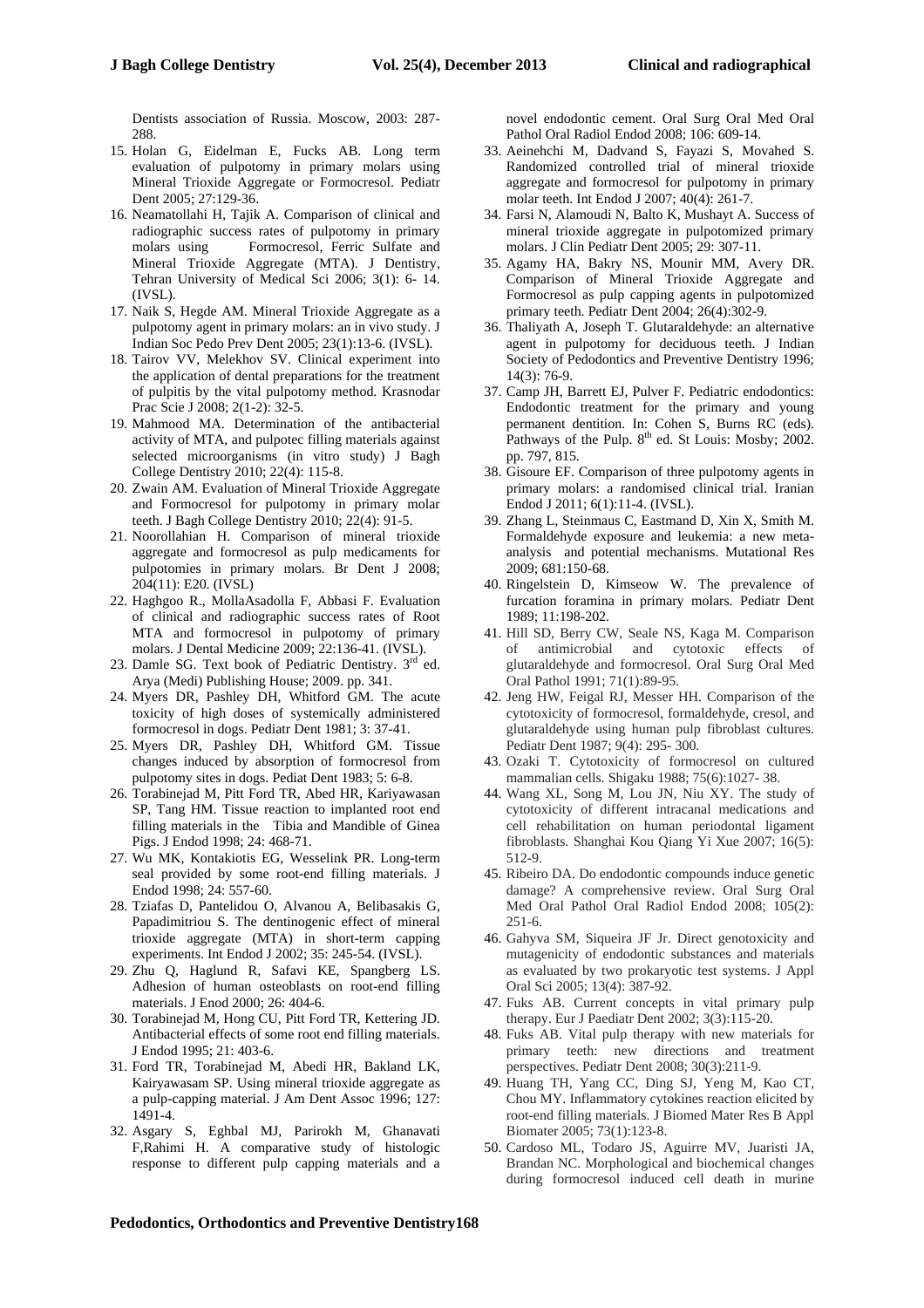Dentists association of Russia. Moscow, 2003: 287-288.

15. Holan G, Eidelman E, Fucks AB. Long term evaluation of pulpotomy in primary molars using Mineral Trioxide Aggregate or Formocresol. Pediatr Dent 2005; 27:129-36.
16. Neamatollahi H, Tajik A. Comparison of clinical and radiographic success rates of pulpotomy in primary molars using Formocresol, Ferric Sulfate and Mineral Trioxide Aggregate (MTA). J Dentistry, Tehran University of Medical Sci 2006; 3(1): 6- 14. (IVSL).
17. Naik S, Hegde AM. Mineral Trioxide Aggregate as a pulpotomy agent in primary molars: an in vivo study. J Indian Soc Pedo Prev Dent 2005; 23(1):13-6. (IVSL).
18. Tairov VV, Melekhov SV. Clinical experiment into the application of dental preparations for the treatment of pulpitis by the vital pulpotomy method. Krasnodar Prac Scie J 2008; 2(1-2): 32-5.
19. Mahmood MA. Determination of the antibacterial activity of MTA, and pulpotec filling materials against selected microorganisms (in vitro study) J Bagh College Dentistry 2010; 22(4): 115-8.
20. Zwain AM. Evaluation of Mineral Trioxide Aggregate and Formocresol for pulpotomy in primary molar teeth. J Bagh College Dentistry 2010; 22(4): 91-5.
21. Noorollahian H. Comparison of mineral trioxide aggregate and formocresol as pulp medicaments for pulpotomies in primary molars. Br Dent J 2008; 204(11): E20. (IVSL)
22. Haghgoo R., MollaAsadolla F, Abbasi F. Evaluation of clinical and radiographic success rates of Root MTA and formocresol in pulpotomy of primary molars. J Dental Medicine 2009; 22:136-41. (IVSL).
23. Damle SG. Text book of Pediatric Dentistry. 3rd ed. Arya (Medi) Publishing House; 2009. pp. 341.
24. Myers DR, Pashley DH, Whitford GM. The acute toxicity of high doses of systemically administered formocresol in dogs. Pediatr Dent 1981; 3: 37-41.
25. Myers DR, Pashley DH, Whitford GM. Tissue changes induced by absorption of formocresol from pulpotomy sites in dogs. Pediat Dent 1983; 5: 6-8.
26. Torabinejad M, Pitt Ford TR, Abed HR, Kariyawasan SP, Tang HM. Tissue reaction to implanted root end filling materials in the Tibia and Mandible of Ginea Pigs. J Endod 1998; 24: 468-71.
27. Wu MK, Kontakiotis EG, Wesselink PR. Long-term seal provided by some root-end filling materials. J Endod 1998; 24: 557-60.
28. Tziafas D, Pantelidou O, Alvanou A, Belibasakis G, Papadimitriou S. The dentinogenic effect of mineral trioxide aggregate (MTA) in short-term capping experiments. Int Endod J 2002; 35: 245-54. (IVSL).
29. Zhu Q, Haglund R, Safavi KE, Spangberg LS. Adhesion of human osteoblasts on root-end filling materials. J Enod 2000; 26: 404-6.
30. Torabinejad M, Hong CU, Pitt Ford TR, Kettering JD. Antibacterial effects of some root end filling materials. J Endod 1995; 21: 403-6.
31. Ford TR, Torabinejad M, Abedi HR, Bakland LK, Kairyawasam SP. Using mineral trioxide aggregate as a pulp-capping material. J Am Dent Assoc 1996; 127: 1491-4.
32. Asgary S, Eghbal MJ, Parirokh M, Ghanavati F,Rahimi H. A comparative study of histologic response to different pulp capping materials and a novel endodontic cement. Oral Surg Oral Med Oral Pathol Oral Radiol Endod 2008; 106: 609-14.
33. Aeinehchi M, Dadvand S, Fayazi S, Movahed S. Randomized controlled trial of mineral trioxide aggregate and formocresol for pulpotomy in primary molar teeth. Int Endod J 2007; 40(4): 261-7.
34. Farsi N, Alamoudi N, Balto K, Mushayt A. Success of mineral trioxide aggregate in pulpotomized primary molars. J Clin Pediatr Dent 2005; 29: 307-11.
35. Agamy HA, Bakry NS, Mounir MM, Avery DR. Comparison of Mineral Trioxide Aggregate and Formocresol as pulp capping agents in pulpotomized primary teeth. Pediatr Dent 2004; 26(4):302-9.
36. Thaliyath A, Joseph T. Glutaraldehyde: an alternative agent in pulpotomy for deciduous teeth. J Indian Society of Pedodontics and Preventive Dentistry 1996; 14(3): 76-9.
37. Camp JH, Barrett EJ, Pulver F. Pediatric endodontics: Endodontic treatment for the primary and young permanent dentition. In: Cohen S, Burns RC (eds). Pathways of the Pulp. 8th ed. St Louis: Mosby; 2002. pp. 797, 815.
38. Gisoure EF. Comparison of three pulpotomy agents in primary molars: a randomised clinical trial. Iranian Endod J 2011; 6(1):11-4. (IVSL).
39. Zhang L, Steinmaus C, Eastmand D, Xin X, Smith M. Formaldehyde exposure and leukemia: a new meta-analysis and potential mechanisms. Mutational Res 2009; 681:150-68.
40. Ringelstein D, Kimseow W. The prevalence of furcation foramina in primary molars. Pediatr Dent 1989; 11:198-202.
41. Hill SD, Berry CW, Seale NS, Kaga M. Comparison of antimicrobial and cytotoxic effects of glutaraldehyde and formocresol. Oral Surg Oral Med Oral Pathol 1991; 71(1):89-95.
42. Jeng HW, Feigal RJ, Messer HH. Comparison of the cytotoxicity of formocresol, formaldehyde, cresol, and glutaraldehyde using human pulp fibroblast cultures. Pediatr Dent 1987; 9(4): 295- 300.
43. Ozaki T. Cytotoxicity of formocresol on cultured mammalian cells. Shigaku 1988; 75(6):1027- 38.
44. Wang XL, Song M, Lou JN, Niu XY. The study of cytotoxicity of different intracanal medications and cell rehabilitation on human periodontal ligament fibroblasts. Shanghai Kou Qiang Yi Xue 2007; 16(5): 512-9.
45. Ribeiro DA. Do endodontic compounds induce genetic damage? A comprehensive review. Oral Surg Oral Med Oral Pathol Oral Radiol Endod 2008; 105(2): 251-6.
46. Gahyva SM, Siqueira JF Jr. Direct genotoxicity and mutagenicity of endodontic substances and materials as evaluated by two prokaryotic test systems. J Appl Oral Sci 2005; 13(4): 387-92.
47. Fuks AB. Current concepts in vital primary pulp therapy. Eur J Paediatr Dent 2002; 3(3):115-20.
48. Fuks AB. Vital pulp therapy with new materials for primary teeth: new directions and treatment perspectives. Pediatr Dent 2008; 30(3):211-9.
49. Huang TH, Yang CC, Ding SJ, Yeng M, Kao CT, Chou MY. Inflammatory cytokines reaction elicited by root-end filling materials. J Biomed Mater Res B Appl Biomater 2005; 73(1):123-8.
50. Cardoso ML, Todaro JS, Aguirre MV, Juaristi JA, Brandan NC. Morphological and biochemical changes during formocresol induced cell death in murine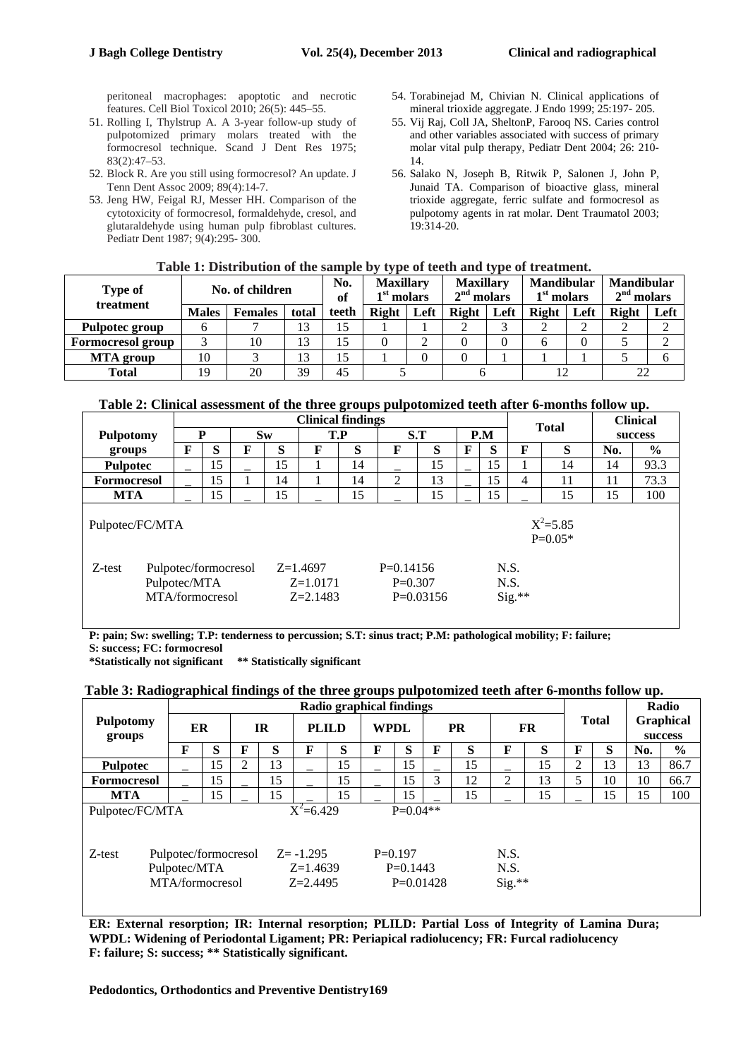peritoneal macrophages: apoptotic and necrotic features. Cell Biol Toxicol 2010; 26(5): 445–55.

51. Rolling I, Thylstrup A. A 3-year follow-up study of pulpotomized primary molars treated with the formocresol technique. Scand J Dent Res 1975; 83(2):47–53.
52. Block R. Are you still using formocresol? An update. J Tenn Dent Assoc 2009; 89(4):14-7.
53. Jeng HW, Feigal RJ, Messer HH. Comparison of the cytotoxicity of formocresol, formaldehyde, cresol, and glutaraldehyde using human pulp fibroblast cultures. Pediatr Dent 1987; 9(4):295- 300.
54. Torabinejad M, Chivian N. Clinical applications of mineral trioxide aggregate. J Endo 1999; 25:197- 205.
55. Vij Raj, Coll JA, SheltonP, Farooq NS. Caries control and other variables associated with success of primary molar vital pulp therapy, Pediatr Dent 2004; 26: 210-14.
56. Salako N, Joseph B, Ritwik P, Salonen J, John P, Junaid TA. Comparison of bioactive glass, mineral trioxide aggregate, ferric sulfate and formocresol as pulpotomy agents in rat molar. Dent Traumatol 2003; 19:314-20.

**Table 1: Distribution of the sample by type of teeth and type of treatment.**

| Type of treatment | No. of children | | | No. of teeth | Maxillary 1st molars | | Maxillary 2nd molars | | Mandibular 1st molars | | Mandibular 2nd molars | |
|---|---|---|---|---|---|---|---|---|---|---|---|---|
| | Males | Females | total | | Right | Left | Right | Left | Right | Left | Right | Left |
| **Pulpotec group** | 6 | 7 | 13 | 15 | 1 | 1 | 2 | 3 | 2 | 2 | 2 | 2 |
| **Formocresol group** | 3 | 10 | 13 | 15 | 0 | 2 | 0 | 0 | 6 | 0 | 5 | 2 |
| **MTA group** | 10 | 3 | 13 | 15 | 1 | 0 | 0 | 1 | 1 | 1 | 5 | 6 |
| **Total** | 19 | 20 | 39 | 45 | 5 | | 6 | | 12 | | 22 | |

**Table 2: Clinical assessment of the three groups pulpotomized teeth after 6-months follow up.**

| Pulpotomy groups | Clinical findings | | | | | | | | | | Total | | Clinical success | |
|---|---|---|---|---|---|---|---|---|---|---|---|---|---|---|
| | P | | Sw | | T.P | | S.T | | P.M | | | | | |
| | F | S | F | S | F | S | F | S | F | S | F | S | No. | % |
| **Pulpotec** | _ | 15 | _ | 15 | 1 | 14 | _ | 15 | _ | 15 | 1 | 14 | 14 | 93.3 |
| **Formocresol** | _ | 15 | 1 | 14 | 1 | 14 | 2 | 13 | _ | 15 | 4 | 11 | 11 | 73.3 |
| **MTA** | _ | 15 | _ | 15 | _ | 15 | _ | 15 | _ | 15 | _ | 15 | 15 | 100 |

Pulpotec/FC/MTA: $X^2$=5.85, P=0.05*

| Z-test | | | |
|---|---|---|---|
| Pulpotec/formocresol | Z=1.4697 | P=0.14156 | N.S. |
| Pulpotec/MTA | Z=1.0171 | P=0.307 | N.S. |
| MTA/formocresol | Z=2.1483 | P=0.03156 | Sig.** |

**P: pain; Sw: swelling; T.P: tenderness to percussion; S.T: sinus tract; P.M: pathological mobility; F: failure; S: success; FC: formocresol**
**\*Statistically not significant ** Statistically significant**

**Table 3: Radiographical findings of the three groups pulpotomized teeth after 6-months follow up.**

| Pulpotomy groups | Radio graphical findings | | | | | | | | | | | | Total | | Radio Graphical success | |
|---|---|---|---|---|---|---|---|---|---|---|---|---|---|---|---|---|
| | ER | | IR | | PLILD | | WPDL | | PR | | FR | | | | | |
| | F | S | F | S | F | S | F | S | F | S | F | S | F | S | No. | % |
| **Pulpotec** | _ | 15 | 2 | 13 | _ | 15 | _ | 15 | _ | 15 | _ | 15 | 2 | 13 | 13 | 86.7 |
| **Formocresol** | _ | 15 | _ | 15 | _ | 15 | _ | 15 | 3 | 12 | 2 | 13 | 5 | 10 | 10 | 66.7 |
| **MTA** | _ | 15 | _ | 15 | _ | 15 | _ | 15 | _ | 15 | _ | 15 | _ | 15 | 15 | 100 |

Pulpotec/FC/MTA: $X^2$=6.429, P=0.04**

| Z-test | | | |
|---|---|---|---|
| Pulpotec/formocresol | Z= -1.295 | P=0.197 | N.S. |
| Pulpotec/MTA | Z=1.4639 | P=0.1443 | N.S. |
| MTA/formocresol | Z=2.4495 | P=0.01428 | Sig.** |

**ER: External resorption; IR: Internal resorption; PLILD: Partial Loss of Integrity of Lamina Dura; WPDL: Widening of Periodontal Ligament; PR: Periapical radiolucency; FR: Furcal radiolucency**
**F: failure; S: success; ** Statistically significant.**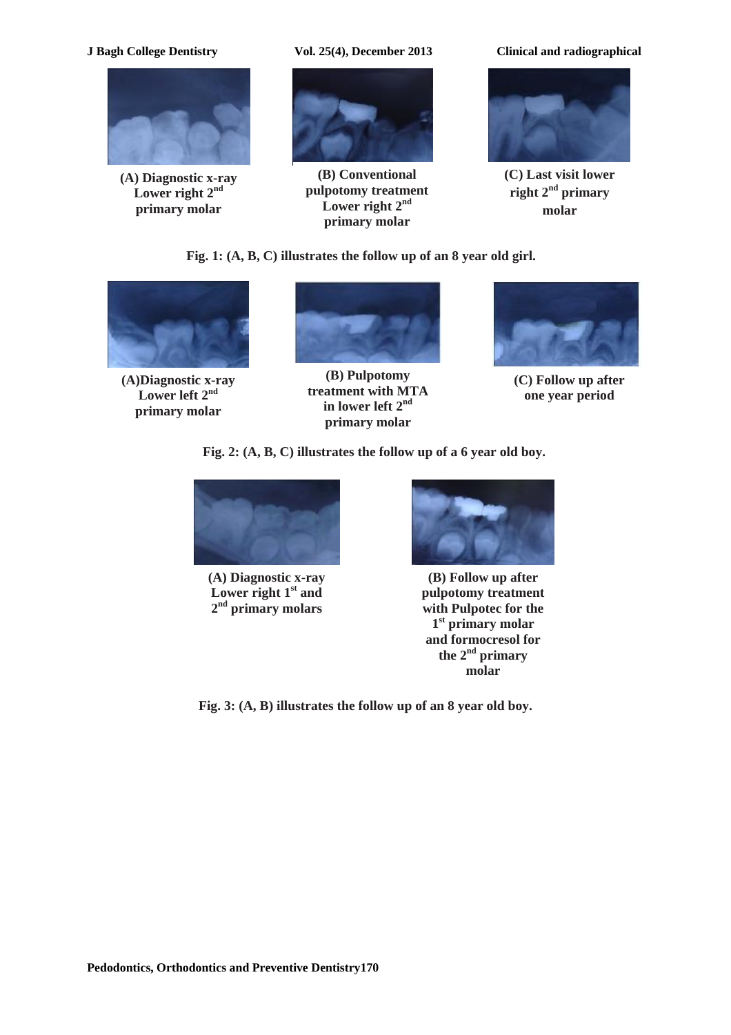(A) Diagnostic x-ray Lower right 2nd primary molar

(B) Conventional pulpotomy treatment Lower right 2nd primary molar

(C) Last visit lower right 2nd primary molar

**Fig. 1: (A, B, C) illustrates the follow up of an 8 year old girl.**

(A)Diagnostic x-ray Lower left 2nd primary molar

(B) Pulpotomy treatment with MTA in lower left 2nd primary molar

(C) Follow up after one year period

**Fig. 2: (A, B, C) illustrates the follow up of a 6 year old boy.**

(A) Diagnostic x-ray Lower right 1st and 2nd primary molars

(B) Follow up after pulpotomy treatment with Pulpotec for the 1st primary molar and formocresol for the 2nd primary molar

**Fig. 3: (A, B) illustrates the follow up of an 8 year old boy.**